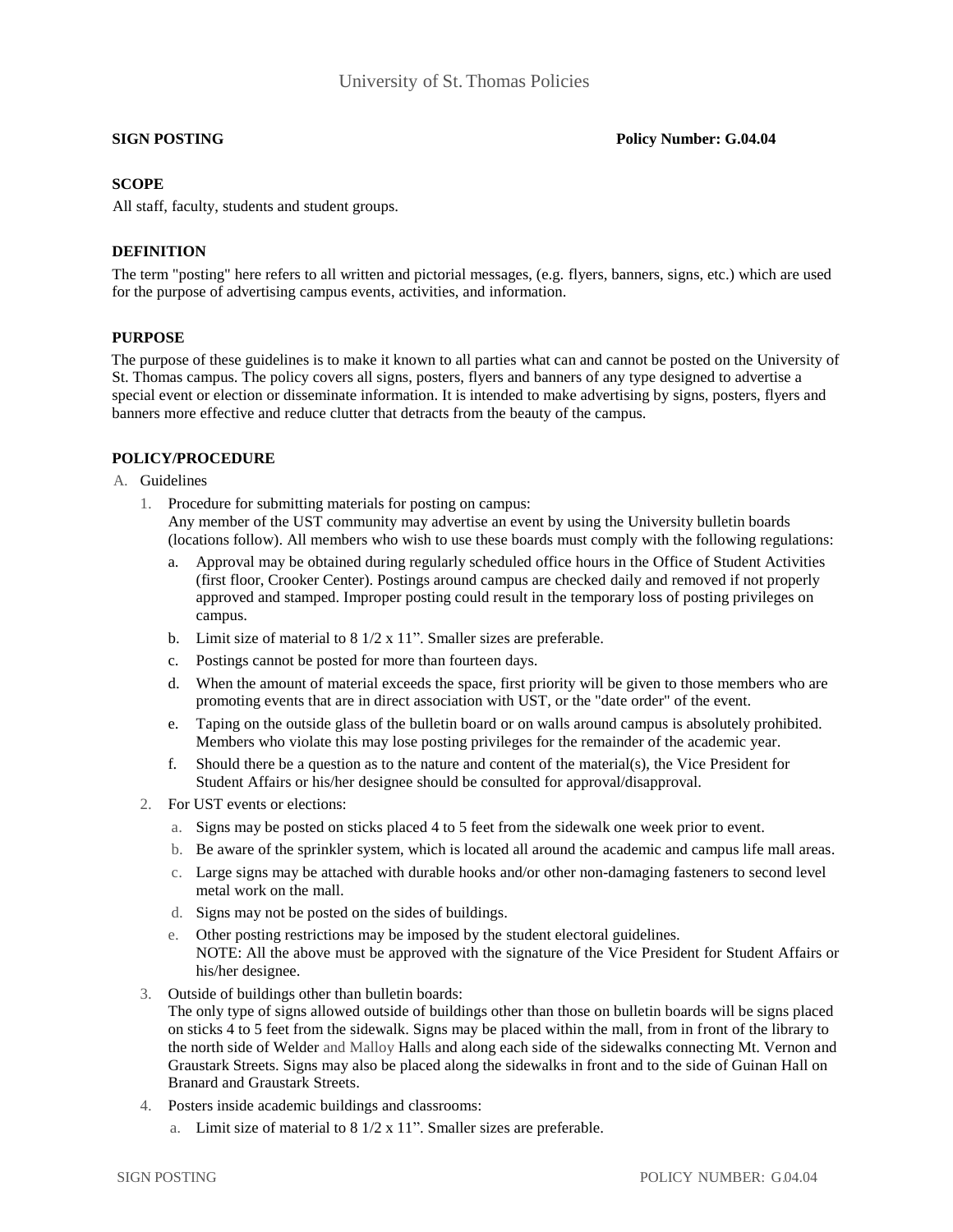University of St. Thomas Policies

**SIGN POSTING** **Policy Number: G.04.04**

## SCOPE

All staff, faculty, students and student groups.

## DEFINITION

The term "posting" here refers to all written and pictorial messages, (e.g. flyers, banners, signs, etc.) which are used for the purpose of advertising campus events, activities, and information.

## PURPOSE

The purpose of these guidelines is to make it known to all parties what can and cannot be posted on the University of St. Thomas campus. The policy covers all signs, posters, flyers and banners of any type designed to advertise a special event or election or disseminate information. It is intended to make advertising by signs, posters, flyers and banners more effective and reduce clutter that detracts from the beauty of the campus.

## POLICY/PROCEDURE

A. Guidelines

1. Procedure for submitting materials for posting on campus:
   Any member of the UST community may advertise an event by using the University bulletin boards (locations follow). All members who wish to use these boards must comply with the following regulations:
   a. Approval may be obtained during regularly scheduled office hours in the Office of Student Activities (first floor, Crooker Center). Postings around campus are checked daily and removed if not properly approved and stamped. Improper posting could result in the temporary loss of posting privileges on campus.
   b. Limit size of material to 8 1/2 x 11". Smaller sizes are preferable.
   c. Postings cannot be posted for more than fourteen days.
   d. When the amount of material exceeds the space, first priority will be given to those members who are promoting events that are in direct association with UST, or the "date order" of the event.
   e. Taping on the outside glass of the bulletin board or on walls around campus is absolutely prohibited. Members who violate this may lose posting privileges for the remainder of the academic year.
   f. Should there be a question as to the nature and content of the material(s), the Vice President for Student Affairs or his/her designee should be consulted for approval/disapproval.
2. For UST events or elections:
   a. Signs may be posted on sticks placed 4 to 5 feet from the sidewalk one week prior to event.
   b. Be aware of the sprinkler system, which is located all around the academic and campus life mall areas.
   c. Large signs may be attached with durable hooks and/or other non-damaging fasteners to second level metal work on the mall.
   d. Signs may not be posted on the sides of buildings.
   e. Other posting restrictions may be imposed by the student electoral guidelines.
      NOTE: All the above must be approved with the signature of the Vice President for Student Affairs or his/her designee.
3. Outside of buildings other than bulletin boards:
   The only type of signs allowed outside of buildings other than those on bulletin boards will be signs placed on sticks 4 to 5 feet from the sidewalk. Signs may be placed within the mall, from in front of the library to the north side of Welder and Malloy Halls and along each side of the sidewalks connecting Mt. Vernon and Graustark Streets. Signs may also be placed along the sidewalks in front and to the side of Guinan Hall on Branard and Graustark Streets.
4. Posters inside academic buildings and classrooms:
   a. Limit size of material to 8 1/2 x 11". Smaller sizes are preferable.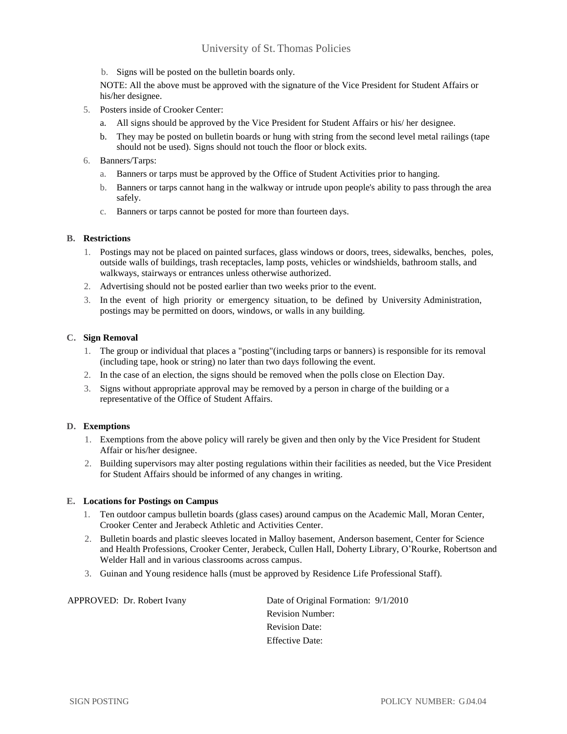b. Signs will be posted on the bulletin boards only.

NOTE: All the above must be approved with the signature of the Vice President for Student Affairs or his/her designee.

5. Posters inside of Crooker Center:
    a. All signs should be approved by the Vice President for Student Affairs or his/ her designee.
    b. They may be posted on bulletin boards or hung with string from the second level metal railings (tape should not be used). Signs should not touch the floor or block exits.
6. Banners/Tarps:
    a. Banners or tarps must be approved by the Office of Student Activities prior to hanging.
    b. Banners or tarps cannot hang in the walkway or intrude upon people's ability to pass through the area safely.
    c. Banners or tarps cannot be posted for more than fourteen days.

**B. Restrictions**

1. Postings may not be placed on painted surfaces, glass windows or doors, trees, sidewalks, benches, poles, outside walls of buildings, trash receptacles, lamp posts, vehicles or windshields, bathroom stalls, and walkways, stairways or entrances unless otherwise authorized.
2. Advertising should not be posted earlier than two weeks prior to the event.
3. In the event of high priority or emergency situation, to be defined by University Administration, postings may be permitted on doors, windows, or walls in any building.

**C. Sign Removal**

1. The group or individual that places a "posting"(including tarps or banners) is responsible for its removal (including tape, hook or string) no later than two days following the event.
2. In the case of an election, the signs should be removed when the polls close on Election Day.
3. Signs without appropriate approval may be removed by a person in charge of the building or a representative of the Office of Student Affairs.

**D. Exemptions**

1. Exemptions from the above policy will rarely be given and then only by the Vice President for Student Affair or his/her designee.
2. Building supervisors may alter posting regulations within their facilities as needed, but the Vice President for Student Affairs should be informed of any changes in writing.

**E. Locations for Postings on Campus**

1. Ten outdoor campus bulletin boards (glass cases) around campus on the Academic Mall, Moran Center, Crooker Center and Jerabeck Athletic and Activities Center.
2. Bulletin boards and plastic sleeves located in Malloy basement, Anderson basement, Center for Science and Health Professions, Crooker Center, Jerabeck, Cullen Hall, Doherty Library, O'Rourke, Robertson and Welder Hall and in various classrooms across campus.
3. Guinan and Young residence halls (must be approved by Residence Life Professional Staff).

APPROVED: Dr. Robert Ivany

Date of Original Formation: 9/1/2010
Revision Number:
Revision Date:
Effective Date: